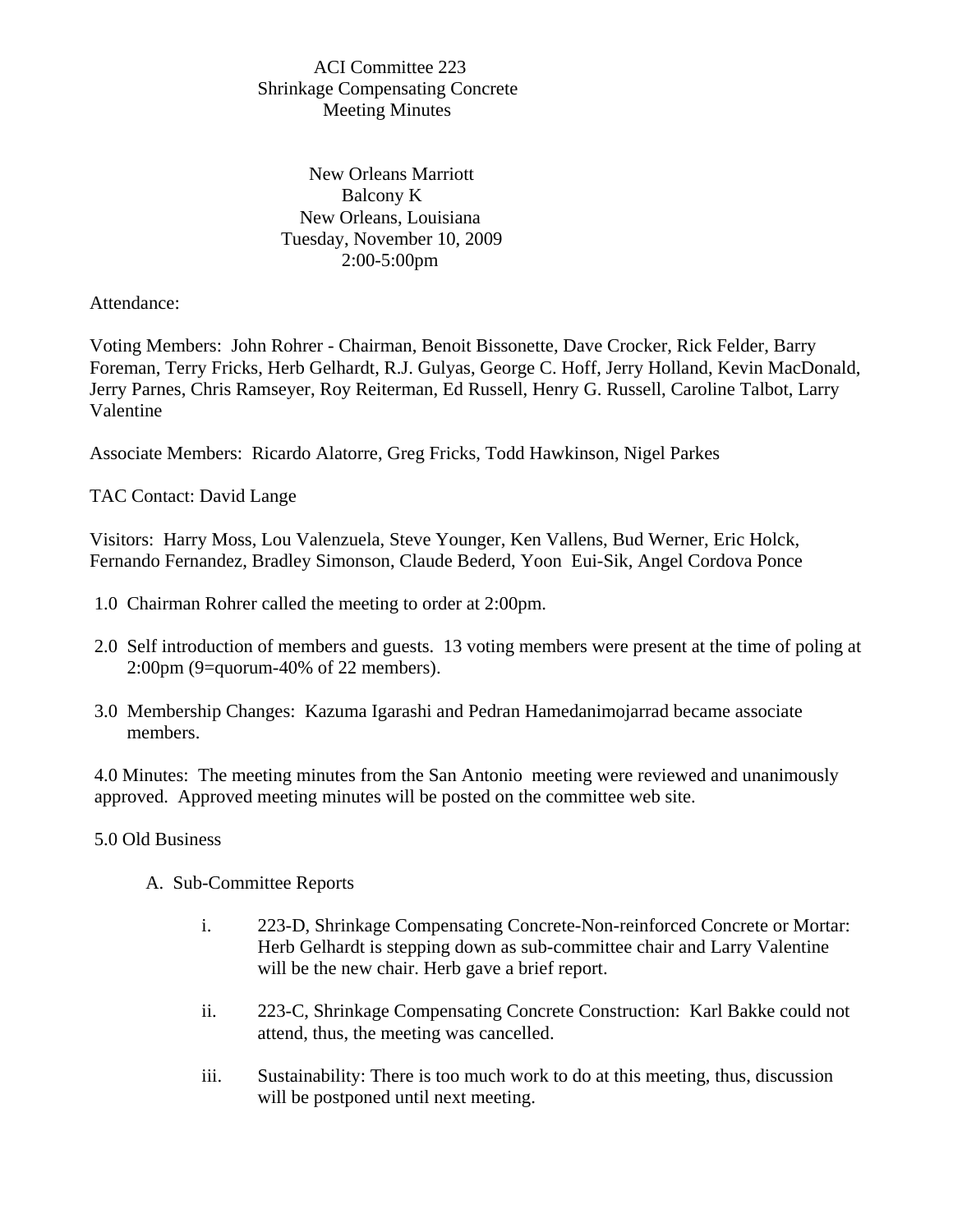# ACI Committee 223
## Shrinkage Compensating Concrete
## Meeting Minutes

New Orleans Marriott
Balcony K
New Orleans, Louisiana
Tuesday, November 10, 2009
2:00-5:00pm

Attendance:

Voting Members: John Rohrer - Chairman, Benoit Bissonette, Dave Crocker, Rick Felder, Barry Foreman, Terry Fricks, Herb Gelhardt, R.J. Gulyas, George C. Hoff, Jerry Holland, Kevin MacDonald, Jerry Parnes, Chris Ramseyer, Roy Reiterman, Ed Russell, Henry G. Russell, Caroline Talbot, Larry Valentine

Associate Members: Ricardo Alatorre, Greg Fricks, Todd Hawkinson, Nigel Parkes

TAC Contact: David Lange

Visitors: Harry Moss, Lou Valenzuela, Steve Younger, Ken Vallens, Bud Werner, Eric Holck, Fernando Fernandez, Bradley Simonson, Claude Bederd, Yoon Eui-Sik, Angel Cordova Ponce

1.0 Chairman Rohrer called the meeting to order at 2:00pm.

2.0 Self introduction of members and guests. 13 voting members were present at the time of poling at 2:00pm (9=quorum-40% of 22 members).

3.0 Membership Changes: Kazuma Igarashi and Pedran Hamedanimojarrad became associate members.

4.0 Minutes: The meeting minutes from the San Antonio meeting were reviewed and unanimously approved. Approved meeting minutes will be posted on the committee web site.

5.0 Old Business

A. Sub-Committee Reports

i. 223-D, Shrinkage Compensating Concrete-Non-reinforced Concrete or Mortar: Herb Gelhardt is stepping down as sub-committee chair and Larry Valentine will be the new chair. Herb gave a brief report.

ii. 223-C, Shrinkage Compensating Concrete Construction: Karl Bakke could not attend, thus, the meeting was cancelled.

iii. Sustainability: There is too much work to do at this meeting, thus, discussion will be postponed until next meeting.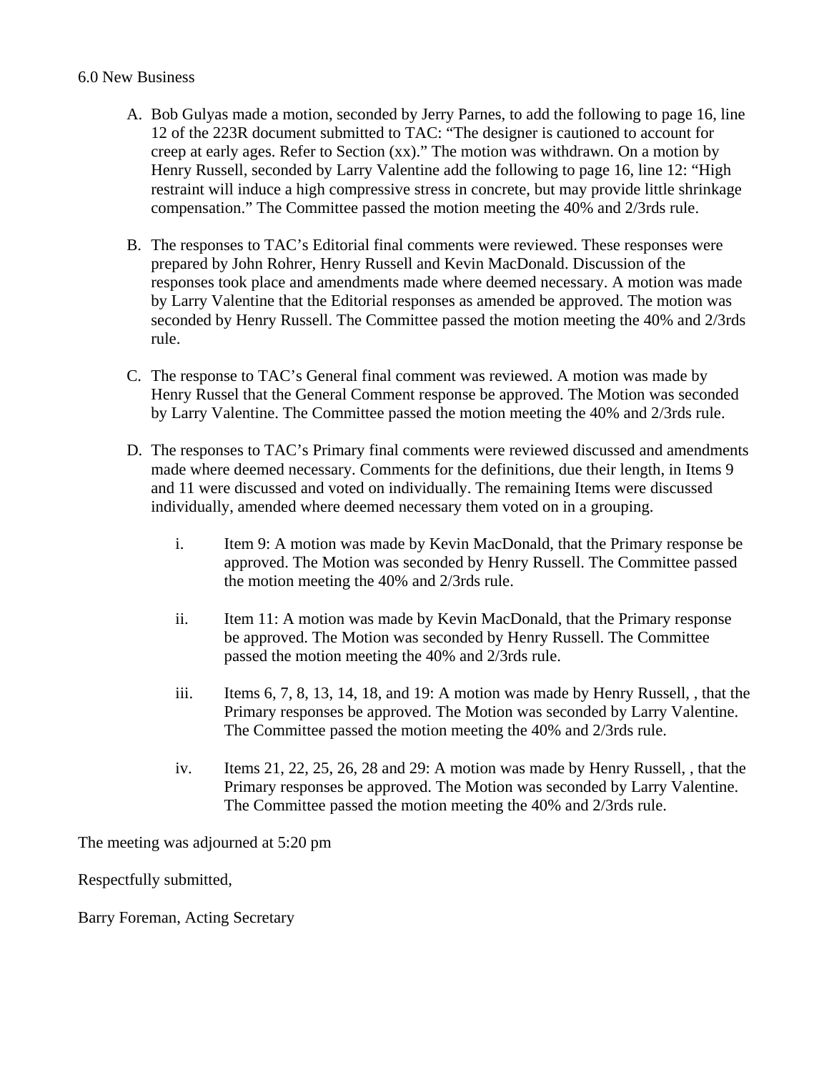6.0 New Business

A. Bob Gulyas made a motion, seconded by Jerry Parnes, to add the following to page 16, line 12 of the 223R document submitted to TAC: "The designer is cautioned to account for creep at early ages. Refer to Section (xx)." The motion was withdrawn. On a motion by Henry Russell, seconded by Larry Valentine add the following to page 16, line 12: "High restraint will induce a high compressive stress in concrete, but may provide little shrinkage compensation." The Committee passed the motion meeting the 40% and 2/3rds rule.

B. The responses to TAC's Editorial final comments were reviewed. These responses were prepared by John Rohrer, Henry Russell and Kevin MacDonald. Discussion of the responses took place and amendments made where deemed necessary. A motion was made by Larry Valentine that the Editorial responses as amended be approved. The motion was seconded by Henry Russell. The Committee passed the motion meeting the 40% and 2/3rds rule.

C. The response to TAC's General final comment was reviewed. A motion was made by Henry Russel that the General Comment response be approved. The Motion was seconded by Larry Valentine. The Committee passed the motion meeting the 40% and 2/3rds rule.

D. The responses to TAC's Primary final comments were reviewed discussed and amendments made where deemed necessary. Comments for the definitions, due their length, in Items 9 and 11 were discussed and voted on individually. The remaining Items were discussed individually, amended where deemed necessary them voted on in a grouping.

   i. Item 9: A motion was made by Kevin MacDonald, that the Primary response be approved. The Motion was seconded by Henry Russell. The Committee passed the motion meeting the 40% and 2/3rds rule.

   ii. Item 11: A motion was made by Kevin MacDonald, that the Primary response be approved. The Motion was seconded by Henry Russell. The Committee passed the motion meeting the 40% and 2/3rds rule.

   iii. Items 6, 7, 8, 13, 14, 18, and 19: A motion was made by Henry Russell, , that the Primary responses be approved. The Motion was seconded by Larry Valentine. The Committee passed the motion meeting the 40% and 2/3rds rule.

   iv. Items 21, 22, 25, 26, 28 and 29: A motion was made by Henry Russell, , that the Primary responses be approved. The Motion was seconded by Larry Valentine. The Committee passed the motion meeting the 40% and 2/3rds rule.

The meeting was adjourned at 5:20 pm

Respectfully submitted,

Barry Foreman, Acting Secretary